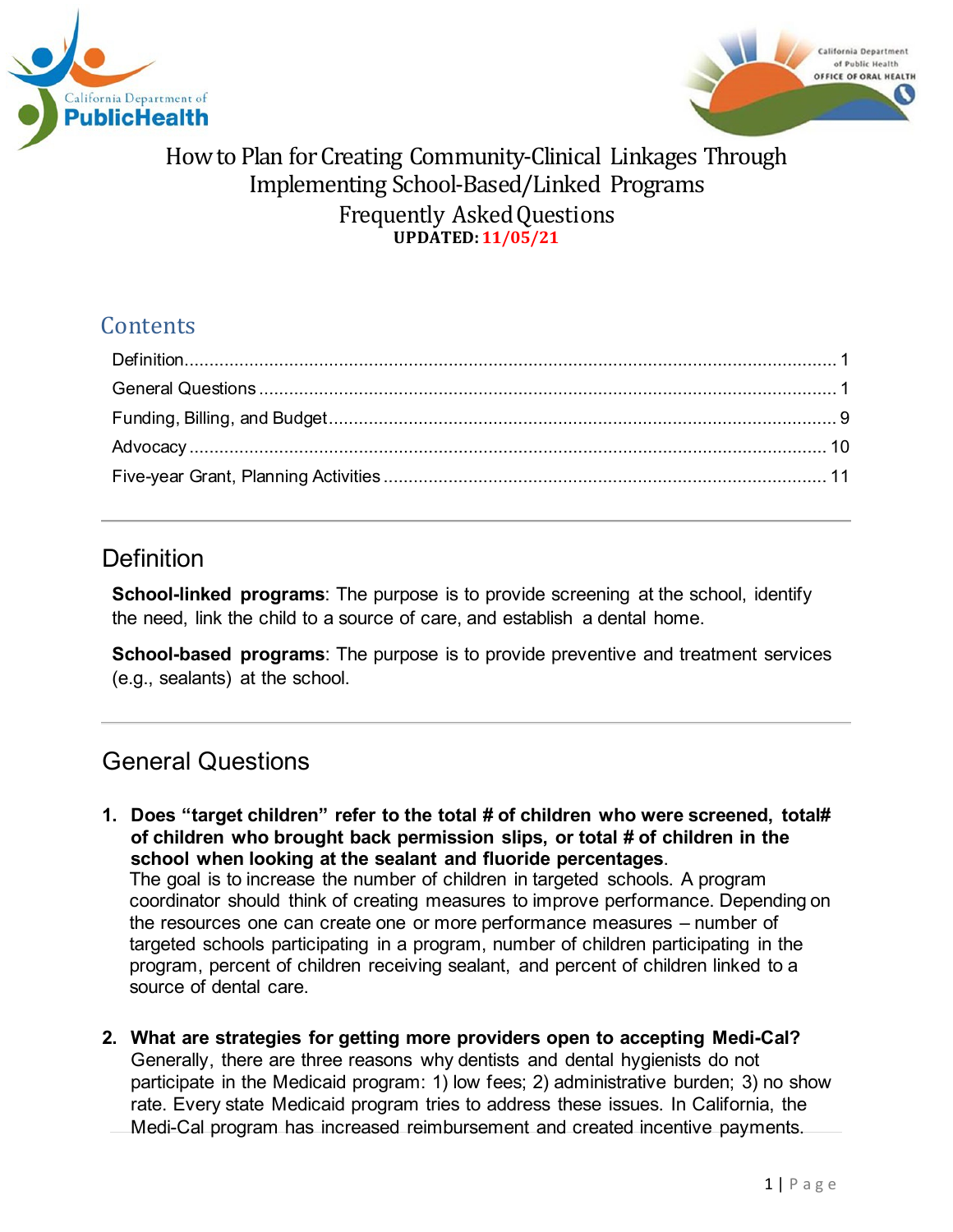# How to Plan for Creating Community-Clinical Linkages Through Implementing School-Based/Linked Programs

# Frequently Asked Questions

**UPDATED: 11/05/21**

## Contents

- Definition ... 1
- General Questions ... 1
- Funding, Billing, and Budget ... 9
- Advocacy ... 10
- Five-year Grant, Planning Activities ... 11

---

## Definition

**School-linked programs**: The purpose is to provide screening at the school, identify the need, link the child to a source of care, and establish a dental home.

**School-based programs**: The purpose is to provide preventive and treatment services (e.g., sealants) at the school.

---

## General Questions

1. **Does "target children" refer to the total # of children who were screened, total# of children who brought back permission slips, or total # of children in the school when looking at the sealant and fluoride percentages.**
   The goal is to increase the number of children in targeted schools. A program coordinator should think of creating measures to improve performance. Depending on the resources one can create one or more performance measures – number of targeted schools participating in a program, number of children participating in the program, percent of children receiving sealant, and percent of children linked to a source of dental care.

2. **What are strategies for getting more providers open to accepting Medi-Cal?**
   Generally, there are three reasons why dentists and dental hygienists do not participate in the Medicaid program: 1) low fees; 2) administrative burden; 3) no show rate. Every state Medicaid program tries to address these issues. In California, the Medi-Cal program has increased reimbursement and created incentive payments.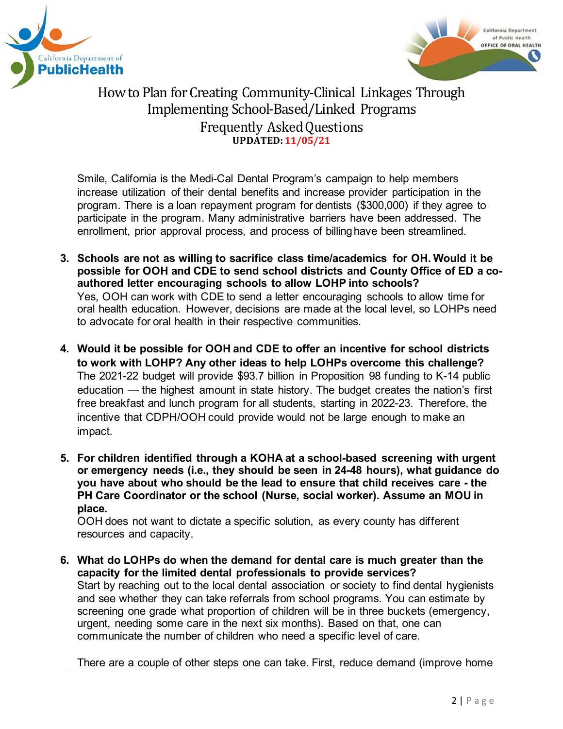# How to Plan for Creating Community-Clinical Linkages Through Implementing School-Based/Linked Programs

## Frequently Asked Questions

**UPDATED: 11/05/21**

Smile, California is the Medi-Cal Dental Program's campaign to help members increase utilization of their dental benefits and increase provider participation in the program. There is a loan repayment program for dentists ($300,000) if they agree to participate in the program. Many administrative barriers have been addressed. The enrollment, prior approval process, and process of billing have been streamlined.

3. **Schools are not as willing to sacrifice class time/academics for OH. Would it be possible for OOH and CDE to send school districts and County Office of ED a co-authored letter encouraging schools to allow LOHP into schools?**
   Yes, OOH can work with CDE to send a letter encouraging schools to allow time for oral health education. However, decisions are made at the local level, so LOHPs need to advocate for oral health in their respective communities.

4. **Would it be possible for OOH and CDE to offer an incentive for school districts to work with LOHP? Any other ideas to help LOHPs overcome this challenge?**
   The 2021-22 budget will provide $93.7 billion in Proposition 98 funding to K-14 public education — the highest amount in state history. The budget creates the nation's first free breakfast and lunch program for all students, starting in 2022-23. Therefore, the incentive that CDPH/OOH could provide would not be large enough to make an impact.

5. **For children identified through a KOHA at a school-based screening with urgent or emergency needs (i.e., they should be seen in 24-48 hours), what guidance do you have about who should be the lead to ensure that child receives care - the PH Care Coordinator or the school (Nurse, social worker). Assume an MOU in place.**
   OOH does not want to dictate a specific solution, as every county has different resources and capacity.

6. **What do LOHPs do when the demand for dental care is much greater than the capacity for the limited dental professionals to provide services?**
   Start by reaching out to the local dental association or society to find dental hygienists and see whether they can take referrals from school programs. You can estimate by screening one grade what proportion of children will be in three buckets (emergency, urgent, needing some care in the next six months). Based on that, one can communicate the number of children who need a specific level of care.

   There are a couple of other steps one can take. First, reduce demand (improve home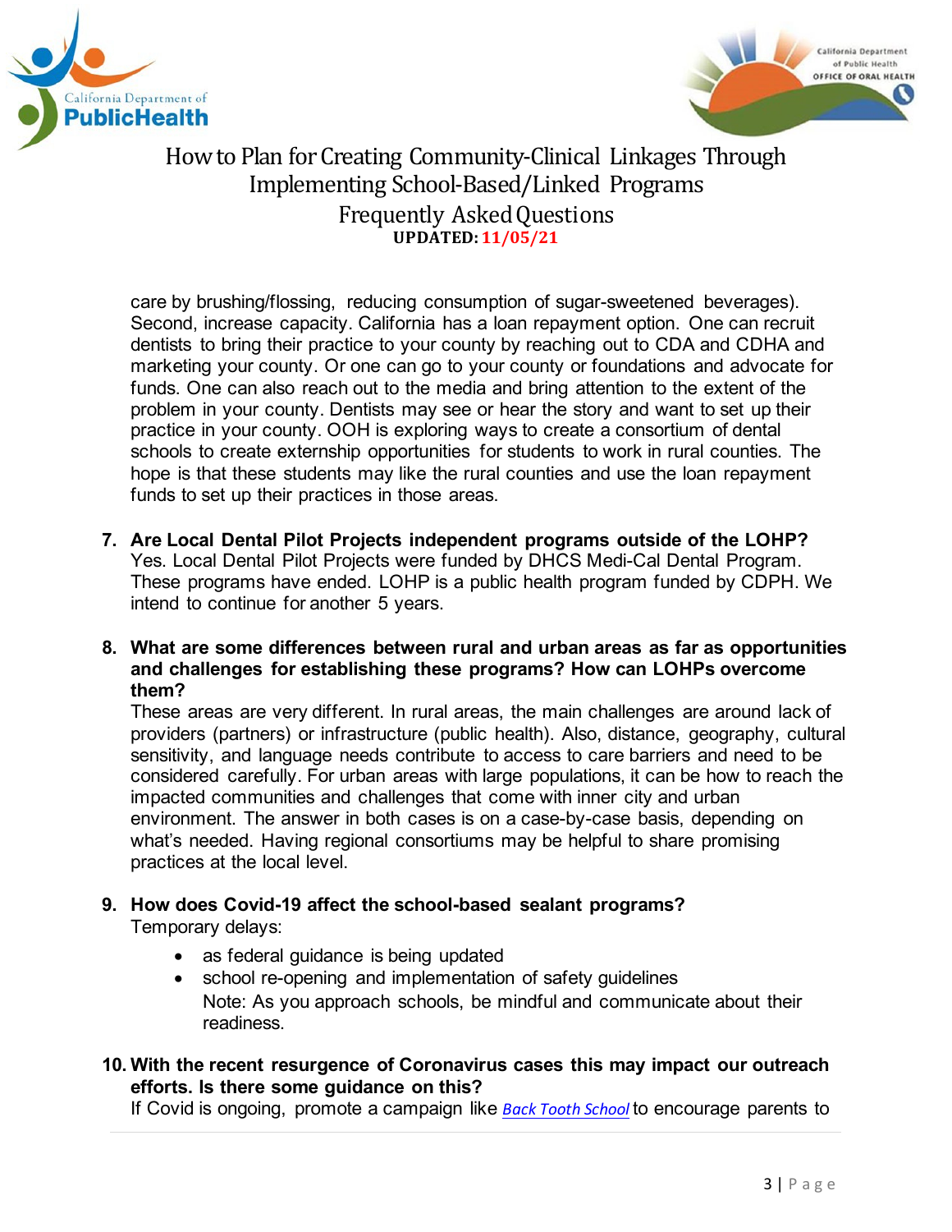care by brushing/flossing, reducing consumption of sugar-sweetened beverages). Second, increase capacity. California has a loan repayment option. One can recruit dentists to bring their practice to your county by reaching out to CDA and CDHA and marketing your county. Or one can go to your county or foundations and advocate for funds. One can also reach out to the media and bring attention to the extent of the problem in your county. Dentists may see or hear the story and want to set up their practice in your county. OOH is exploring ways to create a consortium of dental schools to create externship opportunities for students to work in rural counties. The hope is that these students may like the rural counties and use the loan repayment funds to set up their practices in those areas.

7. **Are Local Dental Pilot Projects independent programs outside of the LOHP?**
   Yes. Local Dental Pilot Projects were funded by DHCS Medi-Cal Dental Program. These programs have ended. LOHP is a public health program funded by CDPH. We intend to continue for another 5 years.

8. **What are some differences between rural and urban areas as far as opportunities and challenges for establishing these programs? How can LOHPs overcome them?**
   These areas are very different. In rural areas, the main challenges are around lack of providers (partners) or infrastructure (public health). Also, distance, geography, cultural sensitivity, and language needs contribute to access to care barriers and need to be considered carefully. For urban areas with large populations, it can be how to reach the impacted communities and challenges that come with inner city and urban environment. The answer in both cases is on a case-by-case basis, depending on what's needed. Having regional consortiums may be helpful to share promising practices at the local level.

9. **How does Covid-19 affect the school-based sealant programs?**
   Temporary delays:
   - as federal guidance is being updated
   - school re-opening and implementation of safety guidelines
     Note: As you approach schools, be mindful and communicate about their readiness.

10. **With the recent resurgence of Coronavirus cases this may impact our outreach efforts. Is there some guidance on this?**
    If Covid is ongoing, promote a campaign like *Back Tooth School* to encourage parents to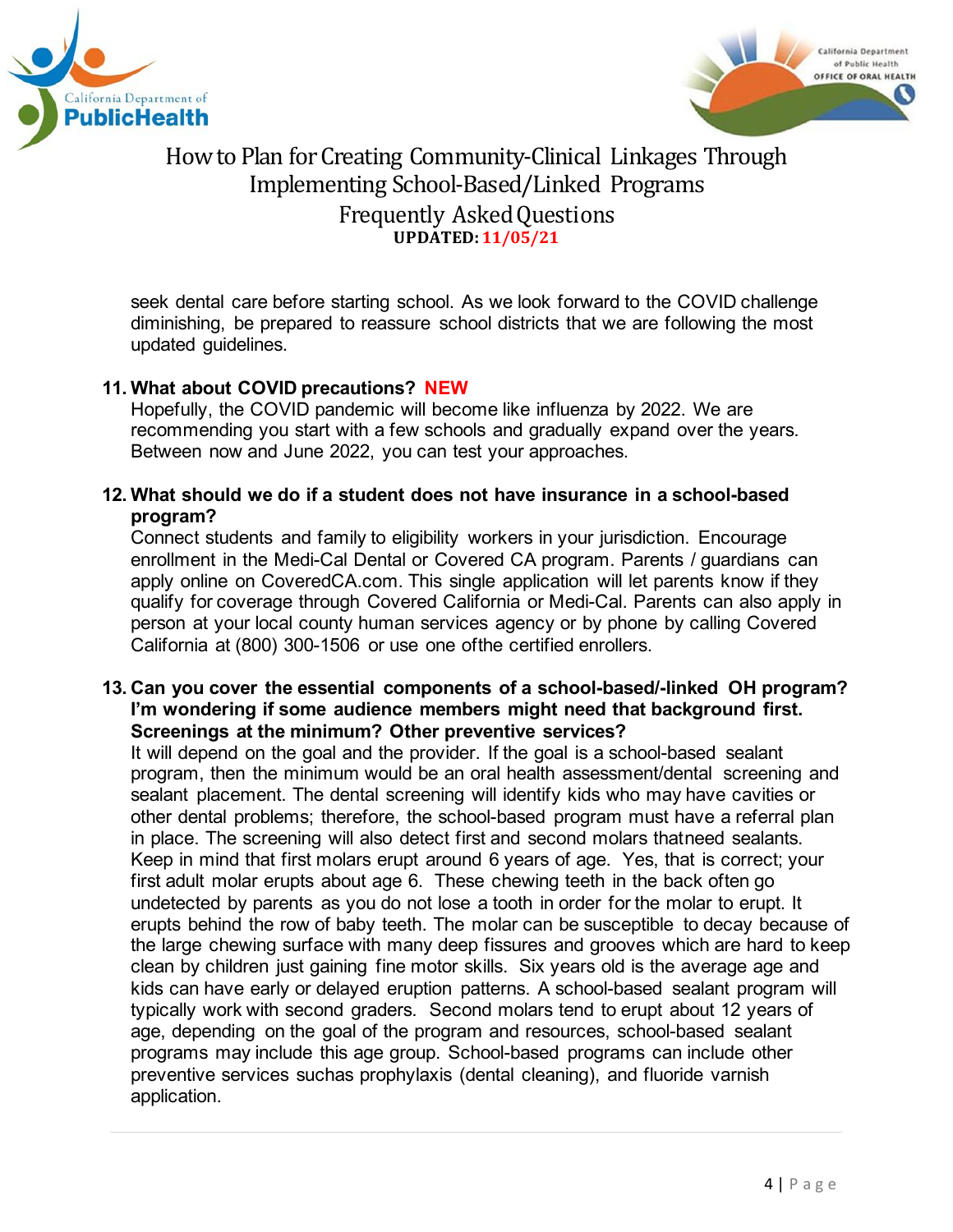seek dental care before starting school. As we look forward to the COVID challenge diminishing, be prepared to reassure school districts that we are following the most updated guidelines.

**11. What about COVID precautions? NEW**

Hopefully, the COVID pandemic will become like influenza by 2022. We are recommending you start with a few schools and gradually expand over the years. Between now and June 2022, you can test your approaches.

**12. What should we do if a student does not have insurance in a school-based program?**

Connect students and family to eligibility workers in your jurisdiction. Encourage enrollment in the Medi-Cal Dental or Covered CA program. Parents / guardians can apply online on CoveredCA.com. This single application will let parents know if they qualify for coverage through Covered California or Medi-Cal. Parents can also apply in person at your local county human services agency or by phone by calling Covered California at (800) 300-1506 or use one ofthe certified enrollers.

**13. Can you cover the essential components of a school-based/-linked OH program? I'm wondering if some audience members might need that background first. Screenings at the minimum? Other preventive services?**

It will depend on the goal and the provider. If the goal is a school-based sealant program, then the minimum would be an oral health assessment/dental screening and sealant placement. The dental screening will identify kids who may have cavities or other dental problems; therefore, the school-based program must have a referral plan in place. The screening will also detect first and second molars thatneed sealants. Keep in mind that first molars erupt around 6 years of age. Yes, that is correct; your first adult molar erupts about age 6. These chewing teeth in the back often go undetected by parents as you do not lose a tooth in order for the molar to erupt. It erupts behind the row of baby teeth. The molar can be susceptible to decay because of the large chewing surface with many deep fissures and grooves which are hard to keep clean by children just gaining fine motor skills. Six years old is the average age and kids can have early or delayed eruption patterns. A school-based sealant program will typically work with second graders. Second molars tend to erupt about 12 years of age, depending on the goal of the program and resources, school-based sealant programs may include this age group. School-based programs can include other preventive services suchas prophylaxis (dental cleaning), and fluoride varnish application.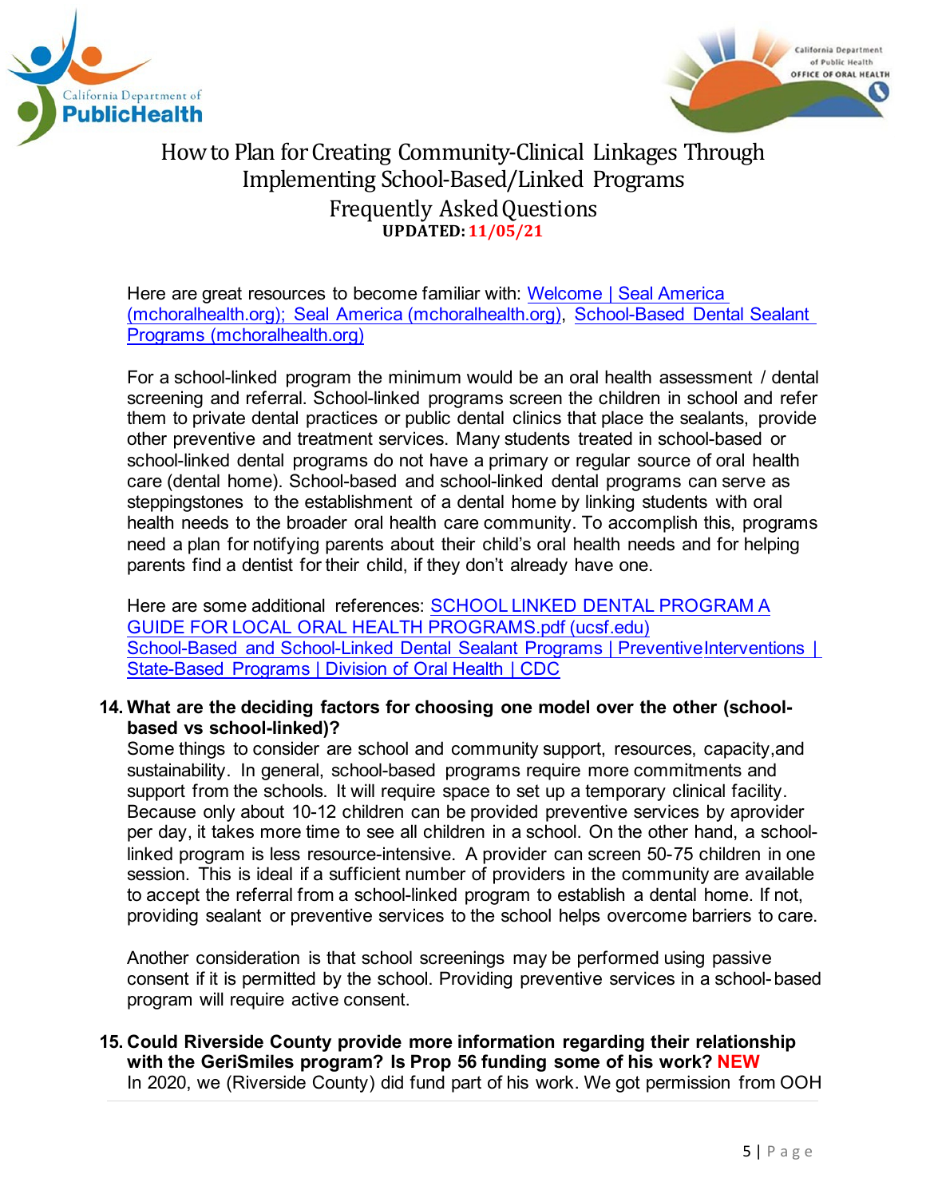# How to Plan for Creating Community-Clinical Linkages Through Implementing School-Based/Linked Programs

## Frequently Asked Questions

**UPDATED: 11/05/21**

Here are great resources to become familiar with: [Welcome | Seal America (mchoralhealth.org); Seal America (mchoralhealth.org)], [School-Based Dental Sealant Programs (mchoralhealth.org)]

For a school-linked program the minimum would be an oral health assessment / dental screening and referral. School-linked programs screen the children in school and refer them to private dental practices or public dental clinics that place the sealants, provide other preventive and treatment services. Many students treated in school-based or school-linked dental programs do not have a primary or regular source of oral health care (dental home). School-based and school-linked dental programs can serve as steppingstones to the establishment of a dental home by linking students with oral health needs to the broader oral health care community. To accomplish this, programs need a plan for notifying parents about their child's oral health needs and for helping parents find a dentist for their child, if they don't already have one.

Here are some additional references: [SCHOOL LINKED DENTAL PROGRAM A GUIDE FOR LOCAL ORAL HEALTH PROGRAMS.pdf (ucsf.edu)]
[School-Based and School-Linked Dental Sealant Programs | Preventive Interventions | State-Based Programs | Division of Oral Health | CDC]

**14. What are the deciding factors for choosing one model over the other (school-based vs school-linked)?**

Some things to consider are school and community support, resources, capacity, and sustainability. In general, school-based programs require more commitments and support from the schools. It will require space to set up a temporary clinical facility. Because only about 10-12 children can be provided preventive services by a provider per day, it takes more time to see all children in a school. On the other hand, a school-linked program is less resource-intensive. A provider can screen 50-75 children in one session. This is ideal if a sufficient number of providers in the community are available to accept the referral from a school-linked program to establish a dental home. If not, providing sealant or preventive services to the school helps overcome barriers to care.

Another consideration is that school screenings may be performed using passive consent if it is permitted by the school. Providing preventive services in a school-based program will require active consent.

**15. Could Riverside County provide more information regarding their relationship with the GeriSmiles program? Is Prop 56 funding some of his work? NEW**

In 2020, we (Riverside County) did fund part of his work. We got permission from OOH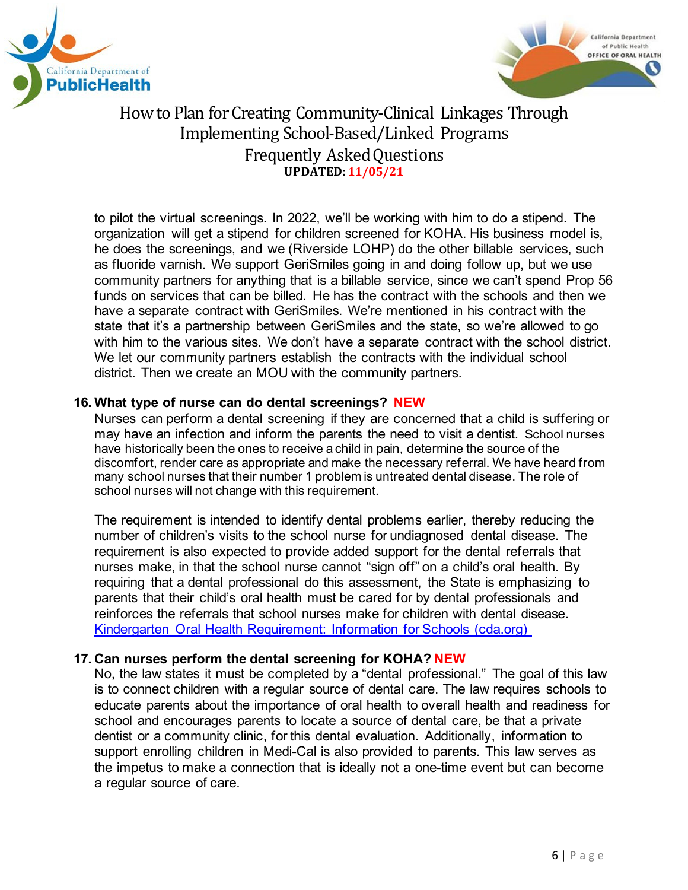to pilot the virtual screenings. In 2022, we'll be working with him to do a stipend. The organization will get a stipend for children screened for KOHA. His business model is, he does the screenings, and we (Riverside LOHP) do the other billable services, such as fluoride varnish. We support GeriSmiles going in and doing follow up, but we use community partners for anything that is a billable service, since we can't spend Prop 56 funds on services that can be billed. He has the contract with the schools and then we have a separate contract with GeriSmiles. We're mentioned in his contract with the state that it's a partnership between GeriSmiles and the state, so we're allowed to go with him to the various sites. We don't have a separate contract with the school district. We let our community partners establish the contracts with the individual school district. Then we create an MOU with the community partners.

**16. What type of nurse can do dental screenings? NEW**

Nurses can perform a dental screening if they are concerned that a child is suffering or may have an infection and inform the parents the need to visit a dentist. School nurses have historically been the ones to receive a child in pain, determine the source of the discomfort, render care as appropriate and make the necessary referral. We have heard from many school nurses that their number 1 problem is untreated dental disease. The role of school nurses will not change with this requirement.

The requirement is intended to identify dental problems earlier, thereby reducing the number of children's visits to the school nurse for undiagnosed dental disease. The requirement is also expected to provide added support for the dental referrals that nurses make, in that the school nurse cannot "sign off" on a child's oral health. By requiring that a dental professional do this assessment, the State is emphasizing to parents that their child's oral health must be cared for by dental professionals and reinforces the referrals that school nurses make for children with dental disease. [Kindergarten Oral Health Requirement: Information for Schools (cda.org)]()

**17. Can nurses perform the dental screening for KOHA? NEW**

No, the law states it must be completed by a "dental professional." The goal of this law is to connect children with a regular source of dental care. The law requires schools to educate parents about the importance of oral health to overall health and readiness for school and encourages parents to locate a source of dental care, be that a private dentist or a community clinic, for this dental evaluation. Additionally, information to support enrolling children in Medi-Cal is also provided to parents. This law serves as the impetus to make a connection that is ideally not a one-time event but can become a regular source of care.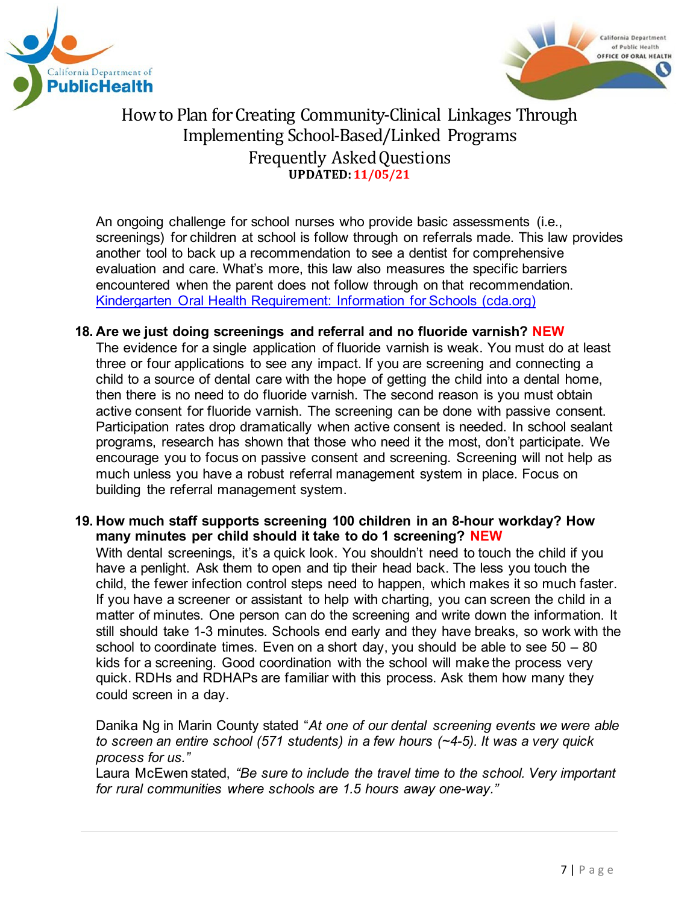An ongoing challenge for school nurses who provide basic assessments (i.e., screenings) for children at school is follow through on referrals made. This law provides another tool to back up a recommendation to see a dentist for comprehensive evaluation and care. What's more, this law also measures the specific barriers encountered when the parent does not follow through on that recommendation. [Kindergarten Oral Health Requirement: Information for Schools (cda.org)](https://www.cda.org)

**18. Are we just doing screenings and referral and no fluoride varnish? NEW**

The evidence for a single application of fluoride varnish is weak. You must do at least three or four applications to see any impact. If you are screening and connecting a child to a source of dental care with the hope of getting the child into a dental home, then there is no need to do fluoride varnish. The second reason is you must obtain active consent for fluoride varnish. The screening can be done with passive consent. Participation rates drop dramatically when active consent is needed. In school sealant programs, research has shown that those who need it the most, don't participate. We encourage you to focus on passive consent and screening. Screening will not help as much unless you have a robust referral management system in place. Focus on building the referral management system.

**19. How much staff supports screening 100 children in an 8-hour workday? How many minutes per child should it take to do 1 screening? NEW**

With dental screenings, it's a quick look. You shouldn't need to touch the child if you have a penlight. Ask them to open and tip their head back. The less you touch the child, the fewer infection control steps need to happen, which makes it so much faster. If you have a screener or assistant to help with charting, you can screen the child in a matter of minutes. One person can do the screening and write down the information. It still should take 1-3 minutes. Schools end early and they have breaks, so work with the school to coordinate times. Even on a short day, you should be able to see 50 – 80 kids for a screening. Good coordination with the school will make the process very quick. RDHs and RDHAPs are familiar with this process. Ask them how many they could screen in a day.

Danika Ng in Marin County stated "*At one of our dental screening events we were able to screen an entire school (571 students) in a few hours (~4-5). It was a very quick process for us.*"

Laura McEwen stated, *"Be sure to include the travel time to the school. Very important for rural communities where schools are 1.5 hours away one-way."*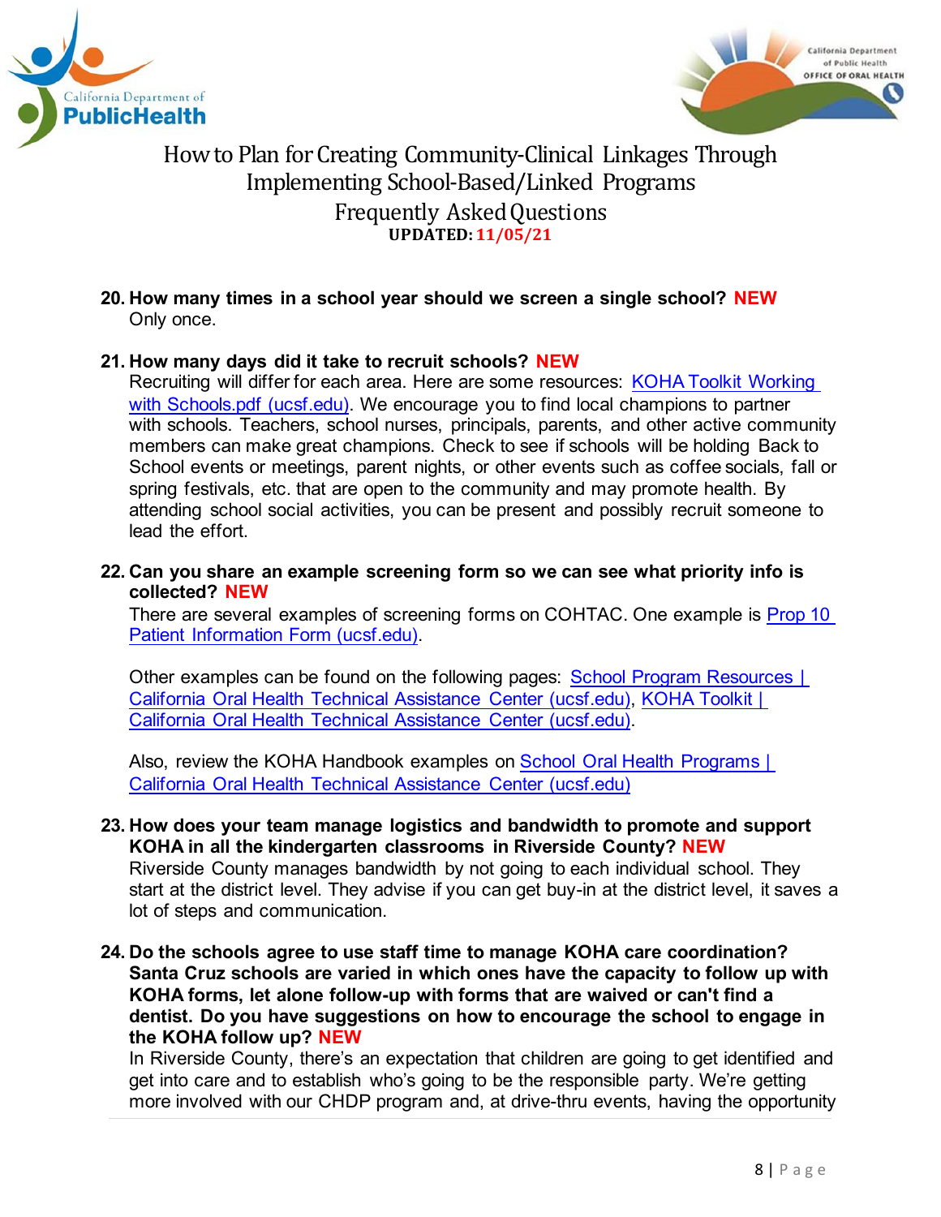# How to Plan for Creating Community-Clinical Linkages Through Implementing School-Based/Linked Programs

## Frequently Asked Questions

**UPDATED: 11/05/21**

20. **How many times in a school year should we screen a single school? NEW**
    Only once.

21. **How many days did it take to recruit schools? NEW**
    Recruiting will differ for each area. Here are some resources: KOHA Toolkit Working with Schools.pdf (ucsf.edu). We encourage you to find local champions to partner with schools. Teachers, school nurses, principals, parents, and other active community members can make great champions. Check to see if schools will be holding Back to School events or meetings, parent nights, or other events such as coffee socials, fall or spring festivals, etc. that are open to the community and may promote health. By attending school social activities, you can be present and possibly recruit someone to lead the effort.

22. **Can you share an example screening form so we can see what priority info is collected? NEW**
    There are several examples of screening forms on COHTAC. One example is Prop 10 Patient Information Form (ucsf.edu).

    Other examples can be found on the following pages: School Program Resources | California Oral Health Technical Assistance Center (ucsf.edu), KOHA Toolkit | California Oral Health Technical Assistance Center (ucsf.edu).

    Also, review the KOHA Handbook examples on School Oral Health Programs | California Oral Health Technical Assistance Center (ucsf.edu)

23. **How does your team manage logistics and bandwidth to promote and support KOHA in all the kindergarten classrooms in Riverside County? NEW**
    Riverside County manages bandwidth by not going to each individual school. They start at the district level. They advise if you can get buy-in at the district level, it saves a lot of steps and communication.

24. **Do the schools agree to use staff time to manage KOHA care coordination? Santa Cruz schools are varied in which ones have the capacity to follow up with KOHA forms, let alone follow-up with forms that are waived or can't find a dentist. Do you have suggestions on how to encourage the school to engage in the KOHA follow up? NEW**
    In Riverside County, there's an expectation that children are going to get identified and get into care and to establish who's going to be the responsible party. We're getting more involved with our CHDP program and, at drive-thru events, having the opportunity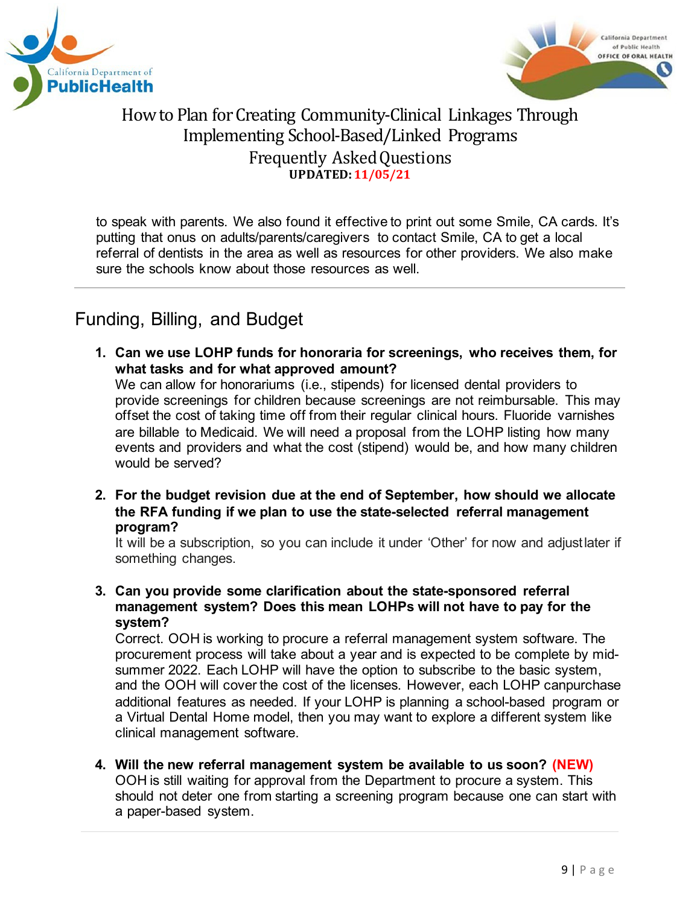to speak with parents. We also found it effective to print out some Smile, CA cards. It's putting that onus on adults/parents/caregivers to contact Smile, CA to get a local referral of dentists in the area as well as resources for other providers. We also make sure the schools know about those resources as well.

---

## Funding, Billing, and Budget

1. **Can we use LOHP funds for honoraria for screenings, who receives them, for what tasks and for what approved amount?**
   We can allow for honorariums (i.e., stipends) for licensed dental providers to provide screenings for children because screenings are not reimbursable. This may offset the cost of taking time off from their regular clinical hours. Fluoride varnishes are billable to Medicaid. We will need a proposal from the LOHP listing how many events and providers and what the cost (stipend) would be, and how many children would be served?

2. **For the budget revision due at the end of September, how should we allocate the RFA funding if we plan to use the state-selected referral management program?**
   It will be a subscription, so you can include it under 'Other' for now and adjust later if something changes.

3. **Can you provide some clarification about the state-sponsored referral management system? Does this mean LOHPs will not have to pay for the system?**
   Correct. OOH is working to procure a referral management system software. The procurement process will take about a year and is expected to be complete by mid-summer 2022. Each LOHP will have the option to subscribe to the basic system, and the OOH will cover the cost of the licenses. However, each LOHP can purchase additional features as needed. If your LOHP is planning a school-based program or a Virtual Dental Home model, then you may want to explore a different system like clinical management software.

4. **Will the new referral management system be available to us soon? (NEW)**
   OOH is still waiting for approval from the Department to procure a system. This should not deter one from starting a screening program because one can start with a paper-based system.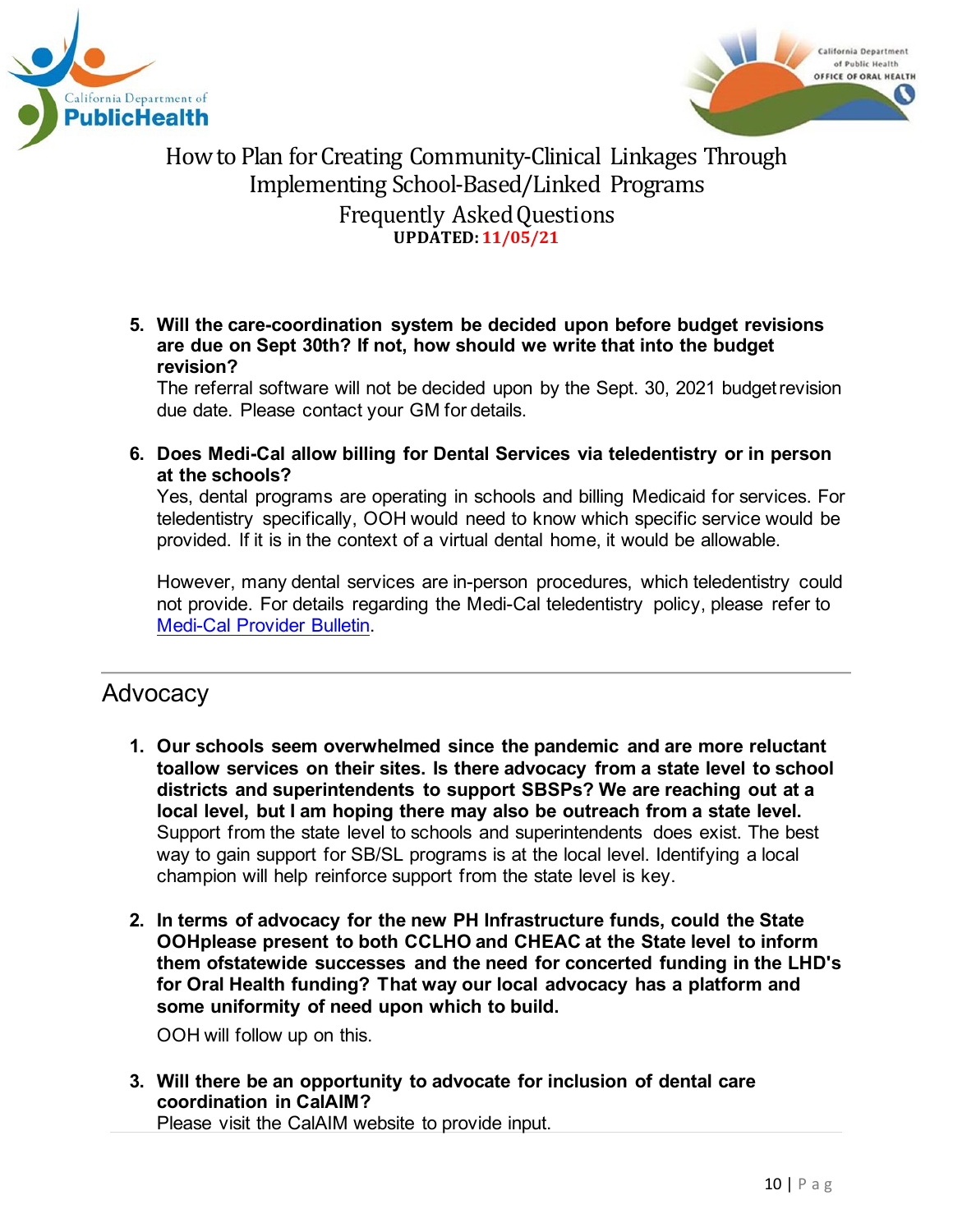5. **Will the care-coordination system be decided upon before budget revisions are due on Sept 30th? If not, how should we write that into the budget revision?**
   The referral software will not be decided upon by the Sept. 30, 2021 budget revision due date. Please contact your GM for details.

6. **Does Medi-Cal allow billing for Dental Services via teledentistry or in person at the schools?**
   Yes, dental programs are operating in schools and billing Medicaid for services. For teledentistry specifically, OOH would need to know which specific service would be provided. If it is in the context of a virtual dental home, it would be allowable.

   However, many dental services are in-person procedures, which teledentistry could not provide. For details regarding the Medi-Cal teledentistry policy, please refer to Medi-Cal Provider Bulletin.

## Advocacy

1. **Our schools seem overwhelmed since the pandemic and are more reluctant toallow services on their sites. Is there advocacy from a state level to school districts and superintendents to support SBSPs? We are reaching out at a local level, but I am hoping there may also be outreach from a state level.**
   Support from the state level to schools and superintendents does exist. The best way to gain support for SB/SL programs is at the local level. Identifying a local champion will help reinforce support from the state level is key.

2. **In terms of advocacy for the new PH Infrastructure funds, could the State OOHplease present to both CCLHO and CHEAC at the State level to inform them ofstatewide successes and the need for concerted funding in the LHD's for Oral Health funding? That way our local advocacy has a platform and some uniformity of need upon which to build.**

   OOH will follow up on this.

3. **Will there be an opportunity to advocate for inclusion of dental care coordination in CalAIM?**
   Please visit the CalAIM website to provide input.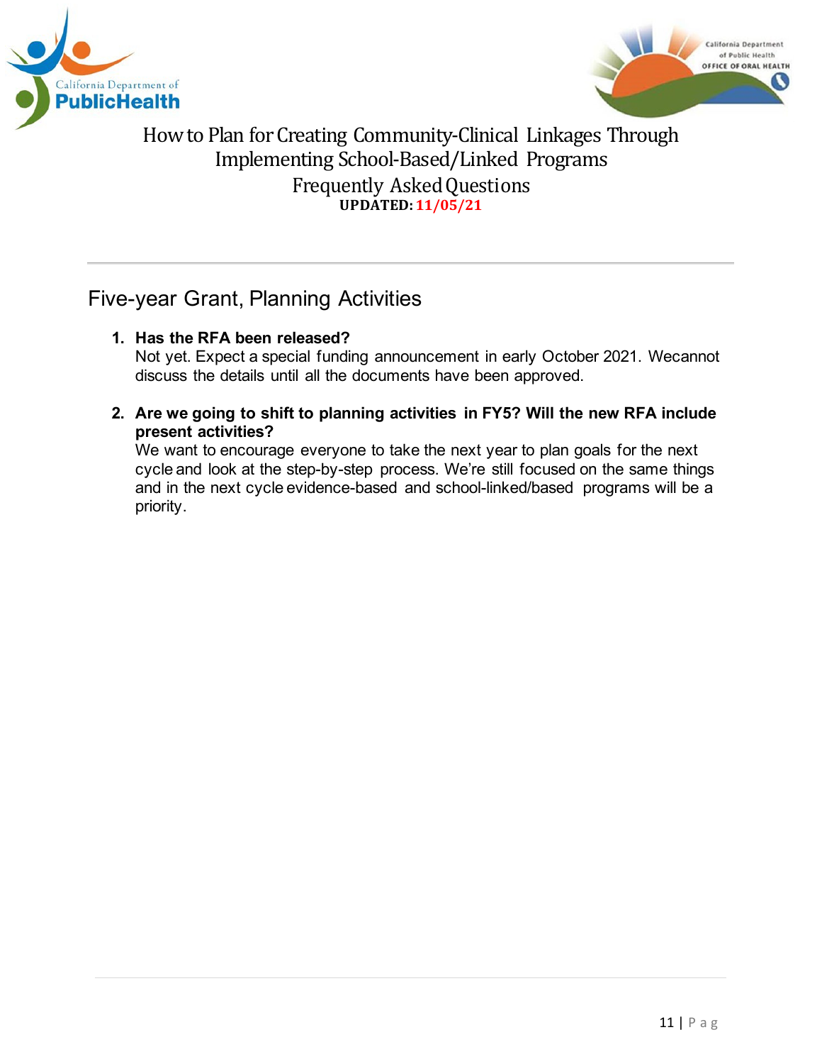How to Plan for Creating Community-Clinical Linkages Through Implementing School-Based/Linked Programs
Frequently Asked Questions
**UPDATED: 11/05/21**

---

## Five-year Grant, Planning Activities

1. **Has the RFA been released?**
   Not yet. Expect a special funding announcement in early October 2021. Wecannot discuss the details until all the documents have been approved.

2. **Are we going to shift to planning activities in FY5? Will the new RFA include present activities?**
   We want to encourage everyone to take the next year to plan goals for the next cycle and look at the step-by-step process. We're still focused on the same things and in the next cycle evidence-based and school-linked/based programs will be a priority.